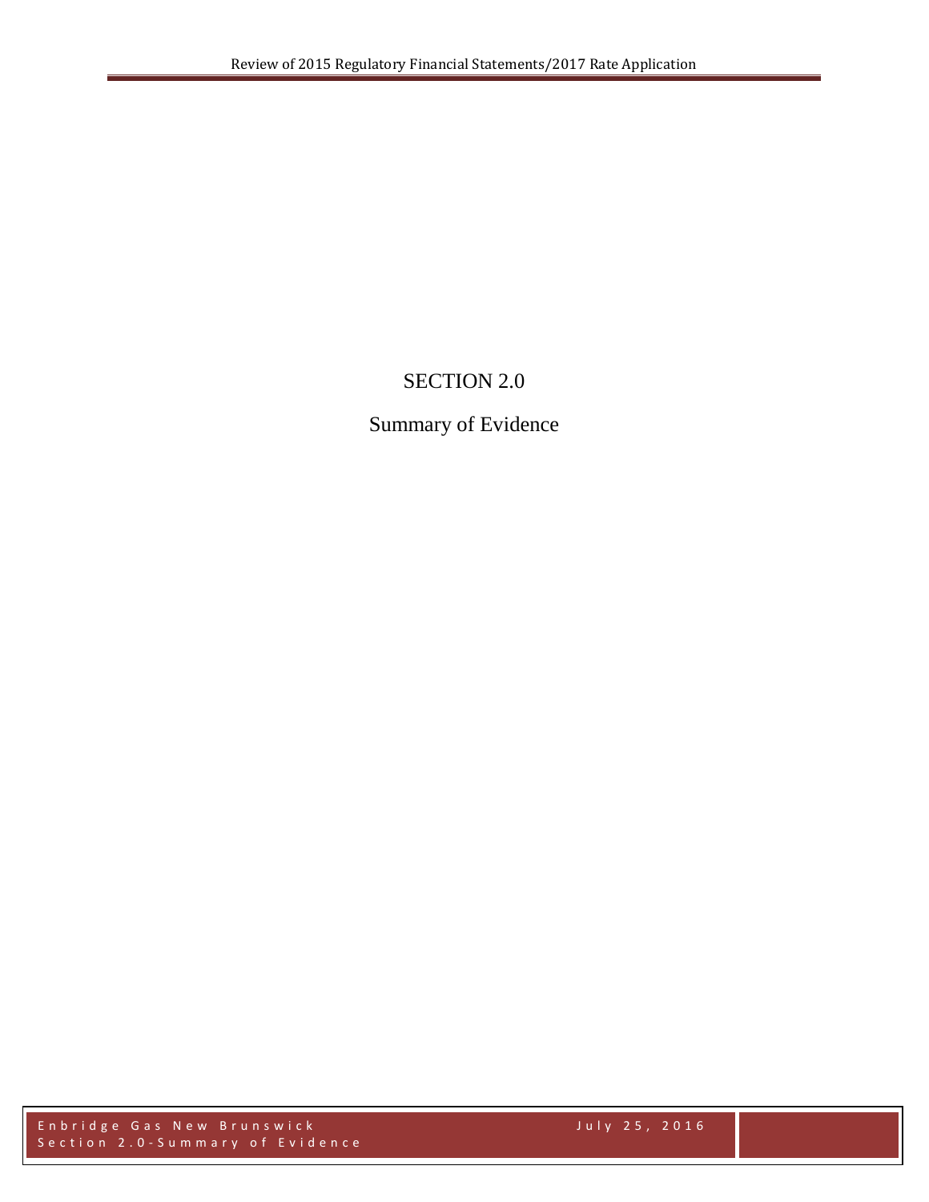# SECTION 2.0

## Summary of Evidence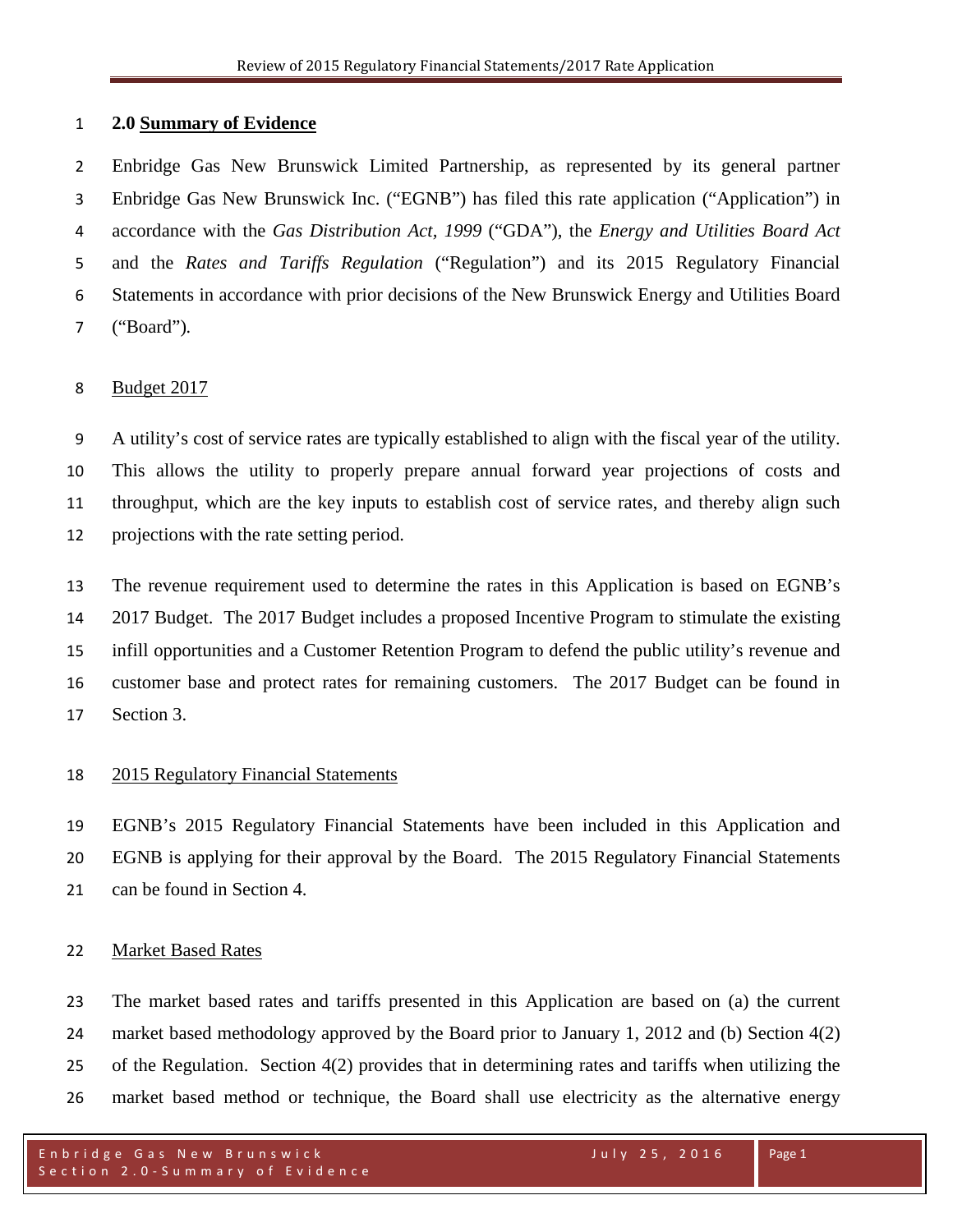## 2.0 Summary of Evidence

Enbridge Gas New Brunswick Limited Partnership, as represented by its general partner Enbridge Gas New Brunswick Inc. ("EGNB") has filed this rate application ("Application") in accordance with the *Gas Distribution Act, 1999* ("GDA"), the *Energy and Utilities Board Act* and the *Rates and Tariffs Regulation* ("Regulation") and its 2015 Regulatory Financial Statements in accordance with prior decisions of the New Brunswick Energy and Utilities Board ("Board").

### Budget 2017

A utility's cost of service rates are typically established to align with the fiscal year of the utility. This allows the utility to properly prepare annual forward year projections of costs and throughput, which are the key inputs to establish cost of service rates, and thereby align such projections with the rate setting period.

The revenue requirement used to determine the rates in this Application is based on EGNB's 2017 Budget. The 2017 Budget includes a proposed Incentive Program to stimulate the existing infill opportunities and a Customer Retention Program to defend the public utility's revenue and customer base and protect rates for remaining customers. The 2017 Budget can be found in Section 3.

### 2015 Regulatory Financial Statements

EGNB's 2015 Regulatory Financial Statements have been included in this Application and EGNB is applying for their approval by the Board. The 2015 Regulatory Financial Statements can be found in Section 4.

### Market Based Rates

The market based rates and tariffs presented in this Application are based on (a) the current market based methodology approved by the Board prior to January 1, 2012 and (b) Section 4(2) of the Regulation. Section 4(2) provides that in determining rates and tariffs when utilizing the market based method or technique, the Board shall use electricity as the alternative energy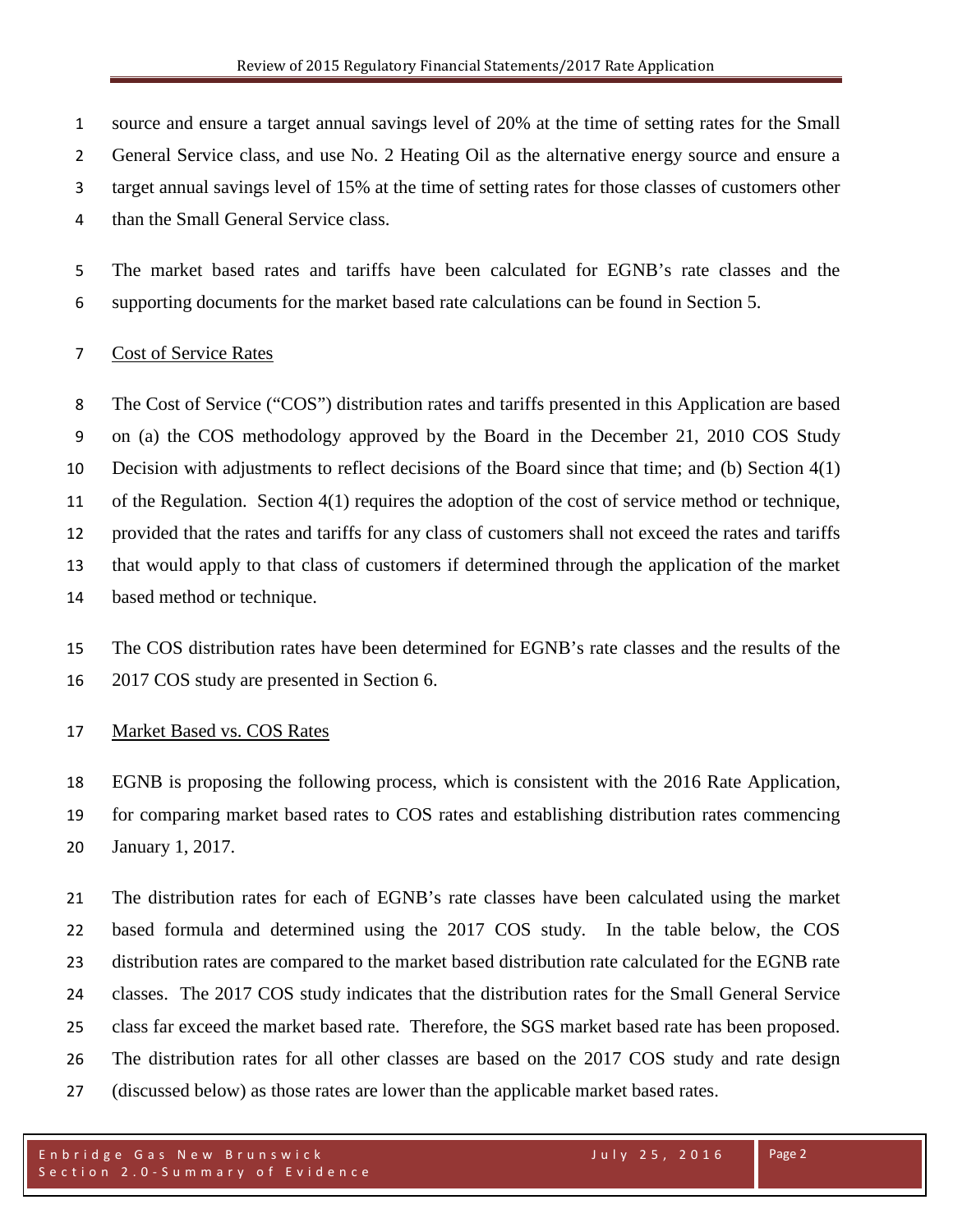source and ensure a target annual savings level of 20% at the time of setting rates for the Small General Service class, and use No. 2 Heating Oil as the alternative energy source and ensure a target annual savings level of 15% at the time of setting rates for those classes of customers other than the Small General Service class.

The market based rates and tariffs have been calculated for EGNB's rate classes and the supporting documents for the market based rate calculations can be found in Section 5.

Cost of Service Rates

The Cost of Service ("COS") distribution rates and tariffs presented in this Application are based on (a) the COS methodology approved by the Board in the December 21, 2010 COS Study Decision with adjustments to reflect decisions of the Board since that time; and (b) Section 4(1) of the Regulation. Section 4(1) requires the adoption of the cost of service method or technique, provided that the rates and tariffs for any class of customers shall not exceed the rates and tariffs that would apply to that class of customers if determined through the application of the market based method or technique.

The COS distribution rates have been determined for EGNB's rate classes and the results of the 2017 COS study are presented in Section 6.

Market Based vs. COS Rates

EGNB is proposing the following process, which is consistent with the 2016 Rate Application, for comparing market based rates to COS rates and establishing distribution rates commencing January 1, 2017.

The distribution rates for each of EGNB's rate classes have been calculated using the market based formula and determined using the 2017 COS study. In the table below, the COS distribution rates are compared to the market based distribution rate calculated for the EGNB rate classes. The 2017 COS study indicates that the distribution rates for the Small General Service class far exceed the market based rate. Therefore, the SGS market based rate has been proposed. The distribution rates for all other classes are based on the 2017 COS study and rate design (discussed below) as those rates are lower than the applicable market based rates.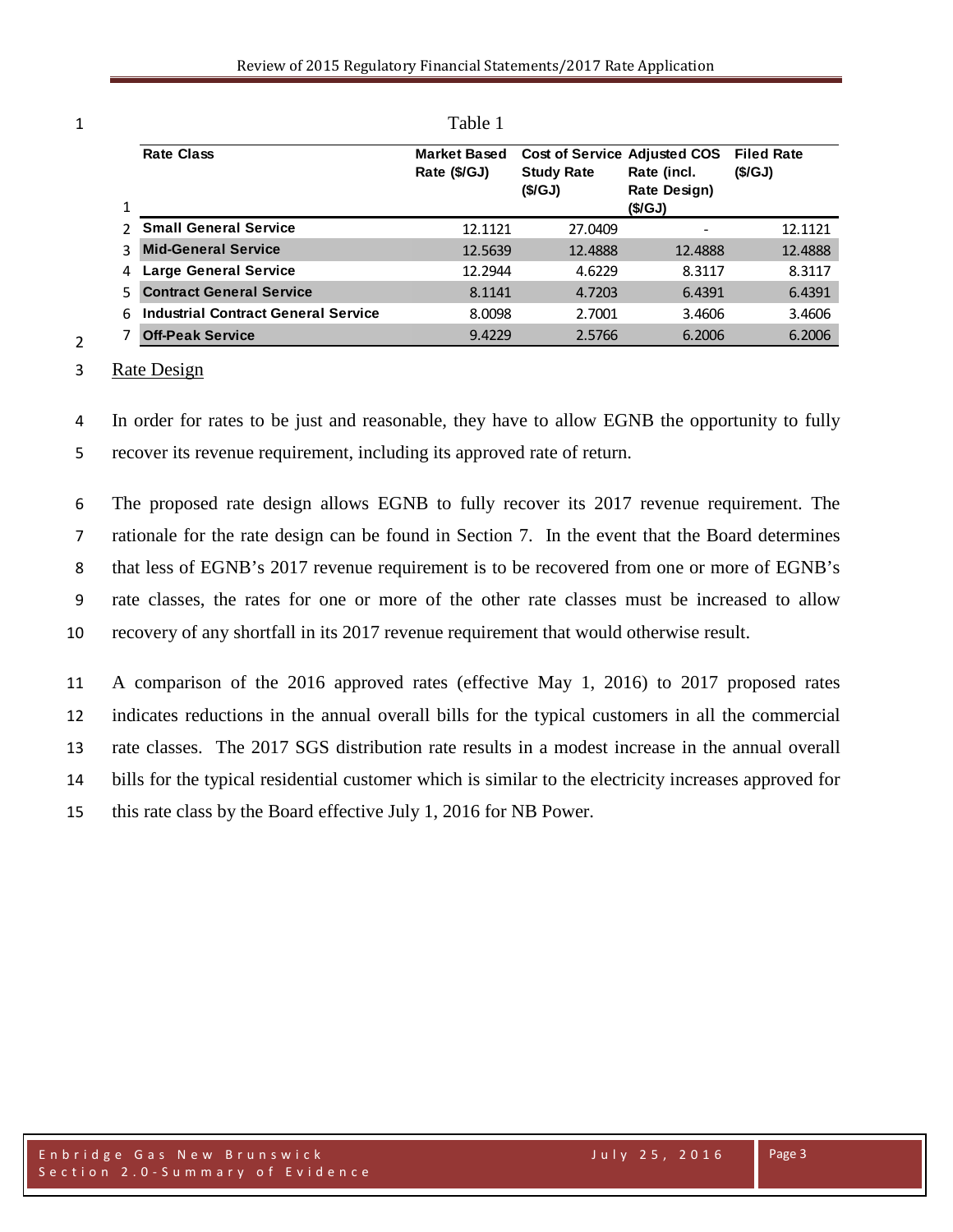Table 1

| Rate Class | Market Based Rate ($/GJ) | Cost of Service Study Rate ($/GJ) | Adjusted COS Rate (incl. Rate Design) ($/GJ) | Filed Rate ($/GJ) |
|---|---|---|---|---|
| Small General Service | 12.1121 | 27.0409 | - | 12.1121 |
| Mid-General Service | 12.5639 | 12.4888 | 12.4888 | 12.4888 |
| Large General Service | 12.2944 | 4.6229 | 8.3117 | 8.3117 |
| Contract General Service | 8.1141 | 4.7203 | 6.4391 | 6.4391 |
| Industrial Contract General Service | 8.0098 | 2.7001 | 3.4606 | 3.4606 |
| Off-Peak Service | 9.4229 | 2.5766 | 6.2006 | 6.2006 |

Rate Design

In order for rates to be just and reasonable, they have to allow EGNB the opportunity to fully recover its revenue requirement, including its approved rate of return.

The proposed rate design allows EGNB to fully recover its 2017 revenue requirement. The rationale for the rate design can be found in Section 7. In the event that the Board determines that less of EGNB's 2017 revenue requirement is to be recovered from one or more of EGNB's rate classes, the rates for one or more of the other rate classes must be increased to allow recovery of any shortfall in its 2017 revenue requirement that would otherwise result.

A comparison of the 2016 approved rates (effective May 1, 2016) to 2017 proposed rates indicates reductions in the annual overall bills for the typical customers in all the commercial rate classes. The 2017 SGS distribution rate results in a modest increase in the annual overall bills for the typical residential customer which is similar to the electricity increases approved for this rate class by the Board effective July 1, 2016 for NB Power.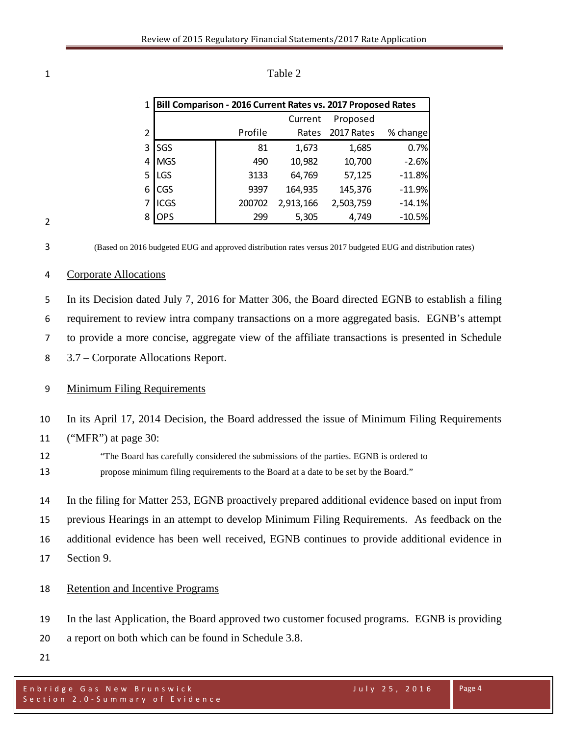Table 2

| | Bill Comparison - 2016 Current Rates vs. 2017 Proposed Rates | | | | |
|---|---|---|---|---|---|
| | | | Current | Proposed | |
| 2 | | Profile | Rates | 2017 Rates | % change |
| 3 | SGS | 81 | 1,673 | 1,685 | 0.7% |
| 4 | MGS | 490 | 10,982 | 10,700 | -2.6% |
| 5 | LGS | 3133 | 64,769 | 57,125 | -11.8% |
| 6 | CGS | 9397 | 164,935 | 145,376 | -11.9% |
| 7 | ICGS | 200702 | 2,913,166 | 2,503,759 | -14.1% |
| 8 | OPS | 299 | 5,305 | 4,749 | -10.5% |

(Based on 2016 budgeted EUG and approved distribution rates versus 2017 budgeted EUG and distribution rates)

## Corporate Allocations

In its Decision dated July 7, 2016 for Matter 306, the Board directed EGNB to establish a filing requirement to review intra company transactions on a more aggregated basis. EGNB's attempt to provide a more concise, aggregate view of the affiliate transactions is presented in Schedule 3.7 – Corporate Allocations Report.

## Minimum Filing Requirements

In its April 17, 2014 Decision, the Board addressed the issue of Minimum Filing Requirements ("MFR") at page 30:

> "The Board has carefully considered the submissions of the parties. EGNB is ordered to propose minimum filing requirements to the Board at a date to be set by the Board."

In the filing for Matter 253, EGNB proactively prepared additional evidence based on input from previous Hearings in an attempt to develop Minimum Filing Requirements. As feedback on the additional evidence has been well received, EGNB continues to provide additional evidence in Section 9.

## Retention and Incentive Programs

In the last Application, the Board approved two customer focused programs. EGNB is providing a report on both which can be found in Schedule 3.8.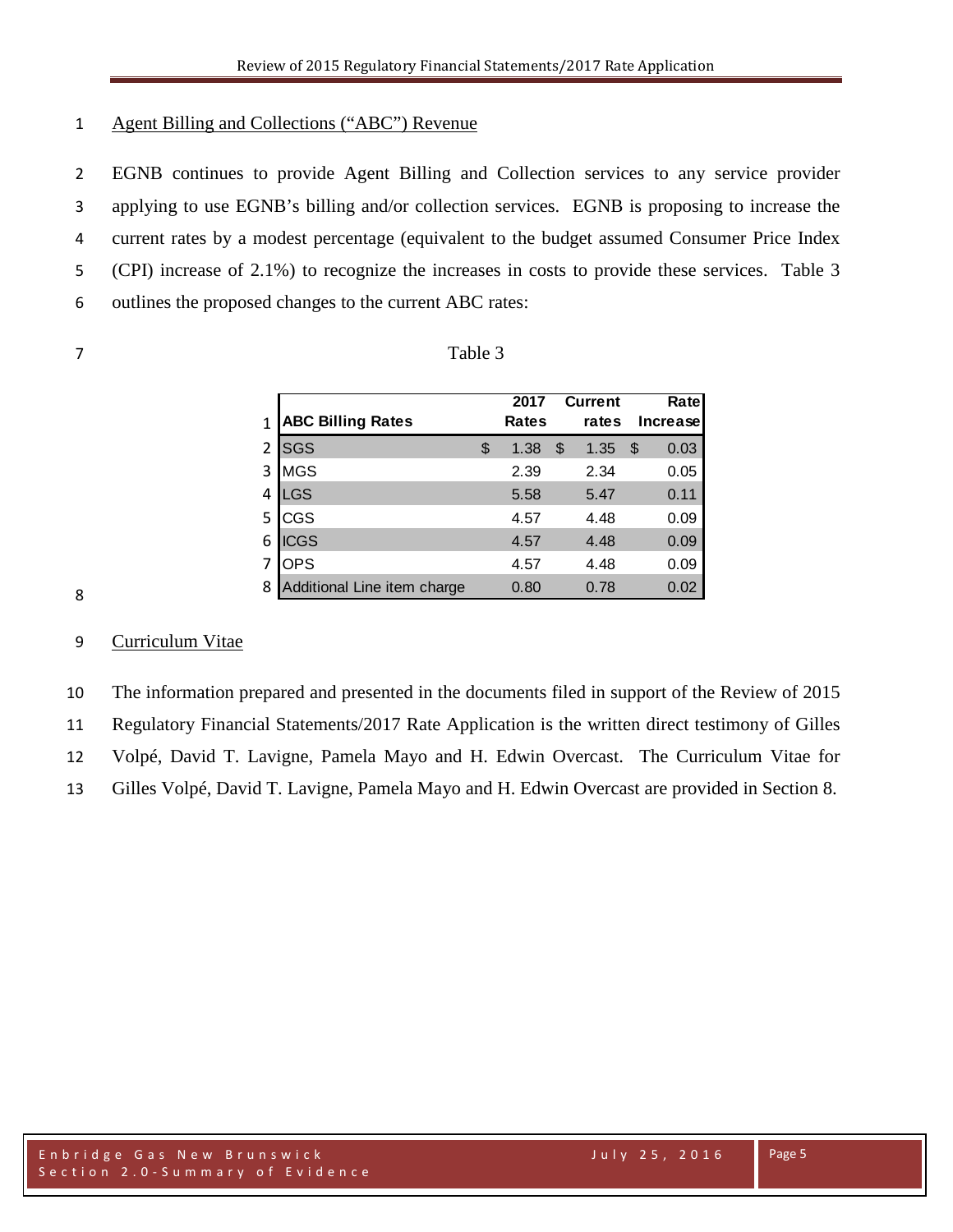Agent Billing and Collections ("ABC") Revenue

EGNB continues to provide Agent Billing and Collection services to any service provider applying to use EGNB's billing and/or collection services. EGNB is proposing to increase the current rates by a modest percentage (equivalent to the budget assumed Consumer Price Index (CPI) increase of 2.1%) to recognize the increases in costs to provide these services. Table 3 outlines the proposed changes to the current ABC rates:

Table 3

| | ABC Billing Rates | 2017 Rates | Current rates | Rate Increase |
|---|---|---|---|---|
| 2 | SGS | $ 1.38 | $ 1.35 | $ 0.03 |
| 3 | MGS | 2.39 | 2.34 | 0.05 |
| 4 | LGS | 5.58 | 5.47 | 0.11 |
| 5 | CGS | 4.57 | 4.48 | 0.09 |
| 6 | ICGS | 4.57 | 4.48 | 0.09 |
| 7 | OPS | 4.57 | 4.48 | 0.09 |
| 8 | Additional Line item charge | 0.80 | 0.78 | 0.02 |

Curriculum Vitae

The information prepared and presented in the documents filed in support of the Review of 2015 Regulatory Financial Statements/2017 Rate Application is the written direct testimony of Gilles Volpé, David T. Lavigne, Pamela Mayo and H. Edwin Overcast. The Curriculum Vitae for Gilles Volpé, David T. Lavigne, Pamela Mayo and H. Edwin Overcast are provided in Section 8.